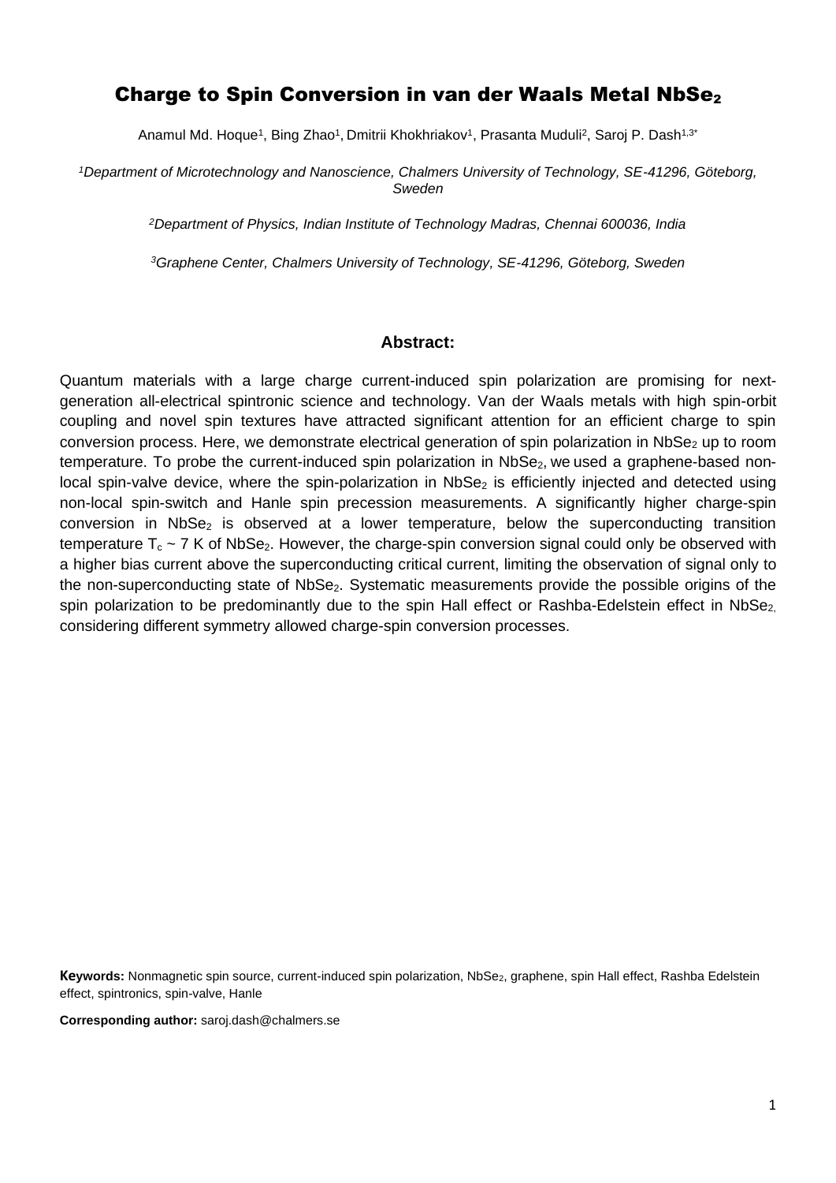// Charge to Spin Conversion in van der Waals Metal $NbSe_2$

Anamul Md. Hoque[1], Bing Zhao[1], Dmitrii Khokhriakov[1], Prasanta Muduli[2], Saroj P. Dash[1,3*]

[1]*Department of Microtechnology and Nanoscience, Chalmers University of Technology, SE-41296, Göteborg, Sweden*

[2]*Department of Physics, Indian Institute of Technology Madras, Chennai 600036, India*

[3]*Graphene Center, Chalmers University of Technology, SE-41296, Göteborg, Sweden*

## Abstract:

Quantum materials with a large charge current-induced spin polarization are promising for next-generation all-electrical spintronic science and technology. Van der Waals metals with high spin-orbit coupling and novel spin textures have attracted significant attention for an efficient charge to spin conversion process. Here, we demonstrate electrical generation of spin polarization in $NbSe_2$ up to room temperature. To probe the current-induced spin polarization in $NbSe_2$, we used a graphene-based non-local spin-valve device, where the spin-polarization in $NbSe_2$ is efficiently injected and detected using non-local spin-switch and Hanle spin precession measurements. A significantly higher charge-spin conversion in $NbSe_2$ is observed at a lower temperature, below the superconducting transition temperature $T_c \sim 7$ K of $NbSe_2$. However, the charge-spin conversion signal could only be observed with a higher bias current above the superconducting critical current, limiting the observation of signal only to the non-superconducting state of $NbSe_2$. Systematic measurements provide the possible origins of the spin polarization to be predominantly due to the spin Hall effect or Rashba-Edelstein effect in $NbSe_2$, considering different symmetry allowed charge-spin conversion processes.

**Keywords:** Nonmagnetic spin source, current-induced spin polarization, $NbSe_2$, graphene, spin Hall effect, Rashba Edelstein effect, spintronics, spin-valve, Hanle

**Corresponding author:** saroj.dash@chalmers.se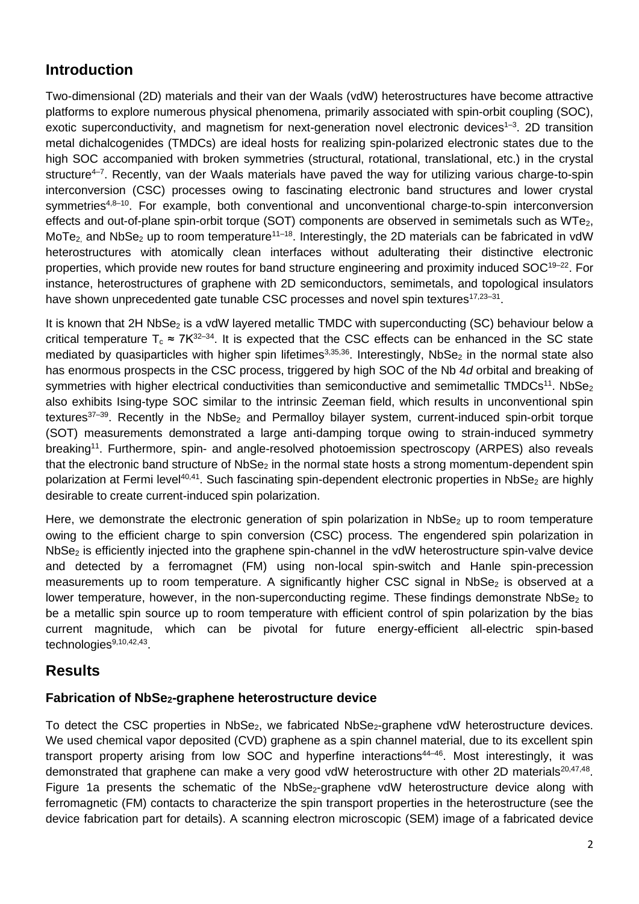## Introduction

Two-dimensional (2D) materials and their van der Waals (vdW) heterostructures have become attractive platforms to explore numerous physical phenomena, primarily associated with spin-orbit coupling (SOC), exotic superconductivity, and magnetism for next-generation novel electronic devices[1–3]. 2D transition metal dichalcogenides (TMDCs) are ideal hosts for realizing spin-polarized electronic states due to the high SOC accompanied with broken symmetries (structural, rotational, translational, etc.) in the crystal structure[4–7]. Recently, van der Waals materials have paved the way for utilizing various charge-to-spin interconversion (CSC) processes owing to fascinating electronic band structures and lower crystal symmetries[4,8–10]. For example, both conventional and unconventional charge-to-spin interconversion effects and out-of-plane spin-orbit torque (SOT) components are observed in semimetals such as $WTe_2$, $MoTe_2$, and $NbSe_2$ up to room temperature[11–18]. Interestingly, the 2D materials can be fabricated in vdW heterostructures with atomically clean interfaces without adulterating their distinctive electronic properties, which provide new routes for band structure engineering and proximity induced SOC[19–22]. For instance, heterostructures of graphene with 2D semiconductors, semimetals, and topological insulators have shown unprecedented gate tunable CSC processes and novel spin textures[17,23–31].

It is known that 2H $NbSe_2$ is a vdW layered metallic TMDC with superconducting (SC) behaviour below a critical temperature $T_c \approx 7K$[32–34]. It is expected that the CSC effects can be enhanced in the SC state mediated by quasiparticles with higher spin lifetimes[3,35,36]. Interestingly, $NbSe_2$ in the normal state also has enormous prospects in the CSC process, triggered by high SOC of the Nb 4*d* orbital and breaking of symmetries with higher electrical conductivities than semiconductive and semimetallic TMDCs[11]. $NbSe_2$ also exhibits Ising-type SOC similar to the intrinsic Zeeman field, which results in unconventional spin textures[37–39]. Recently in the $NbSe_2$ and Permalloy bilayer system, current-induced spin-orbit torque (SOT) measurements demonstrated a large anti-damping torque owing to strain-induced symmetry breaking[11]. Furthermore, spin- and angle-resolved photoemission spectroscopy (ARPES) also reveals that the electronic band structure of $NbSe_2$ in the normal state hosts a strong momentum-dependent spin polarization at Fermi level[40,41]. Such fascinating spin-dependent electronic properties in $NbSe_2$ are highly desirable to create current-induced spin polarization.

Here, we demonstrate the electronic generation of spin polarization in $NbSe_2$ up to room temperature owing to the efficient charge to spin conversion (CSC) process. The engendered spin polarization in $NbSe_2$ is efficiently injected into the graphene spin-channel in the vdW heterostructure spin-valve device and detected by a ferromagnet (FM) using non-local spin-switch and Hanle spin-precession measurements up to room temperature. A significantly higher CSC signal in $NbSe_2$ is observed at a lower temperature, however, in the non-superconducting regime. These findings demonstrate $NbSe_2$ to be a metallic spin source up to room temperature with efficient control of spin polarization by the bias current magnitude, which can be pivotal for future energy-efficient all-electric spin-based technologies[9,10,42,43].

## Results

### Fabrication of $NbSe_2$-graphene heterostructure device

To detect the CSC properties in $NbSe_2$, we fabricated $NbSe_2$-graphene vdW heterostructure devices. We used chemical vapor deposited (CVD) graphene as a spin channel material, due to its excellent spin transport property arising from low SOC and hyperfine interactions[44–46]. Most interestingly, it was demonstrated that graphene can make a very good vdW heterostructure with other 2D materials[20,47,48]. Figure 1a presents the schematic of the $NbSe_2$-graphene vdW heterostructure device along with ferromagnetic (FM) contacts to characterize the spin transport properties in the heterostructure (see the device fabrication part for details). A scanning electron microscopic (SEM) image of a fabricated device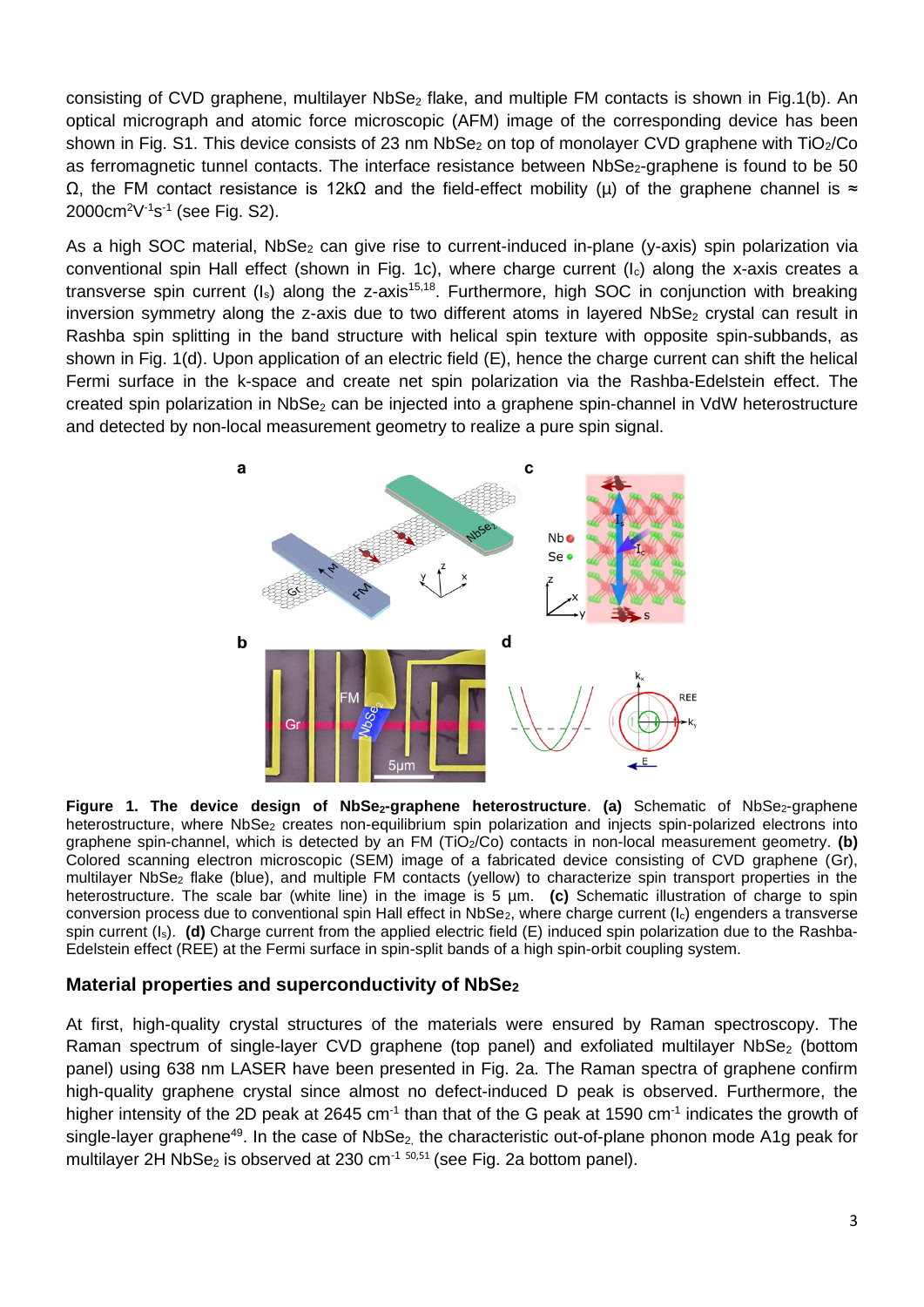consisting of CVD graphene, multilayer $NbSe_2$ flake, and multiple FM contacts is shown in Fig.1(b). An optical micrograph and atomic force microscopic (AFM) image of the corresponding device has been shown in Fig. S1. This device consists of 23 nm $NbSe_2$ on top of monolayer CVD graphene with $TiO_2$/Co as ferromagnetic tunnel contacts. The interface resistance between $NbSe_2$-graphene is found to be 50 Ω, the FM contact resistance is 12kΩ and the field-effect mobility (μ) of the graphene channel is ≈ $2000 cm^2V^{-1}s^{-1}$ (see Fig. S2).

As a high SOC material, $NbSe_2$ can give rise to current-induced in-plane (y-axis) spin polarization via conventional spin Hall effect (shown in Fig. 1c), where charge current ($I_c$) along the x-axis creates a transverse spin current ($I_s$) along the z-axis[15,18]. Furthermore, high SOC in conjunction with breaking inversion symmetry along the z-axis due to two different atoms in layered $NbSe_2$ crystal can result in Rashba spin splitting in the band structure with helical spin texture with opposite spin-subbands, as shown in Fig. 1(d). Upon application of an electric field (E), hence the charge current can shift the helical Fermi surface in the k-space and create net spin polarization via the Rashba-Edelstein effect. The created spin polarization in $NbSe_2$ can be injected into a graphene spin-channel in VdW heterostructure and detected by non-local measurement geometry to realize a pure spin signal.

**Figure 1. The device design of $NbSe_2$-graphene heterostructure**. **(a)** Schematic of $NbSe_2$-graphene heterostructure, where $NbSe_2$ creates non-equilibrium spin polarization and injects spin-polarized electrons into graphene spin-channel, which is detected by an FM ($TiO_2$/Co) contacts in non-local measurement geometry. **(b)** Colored scanning electron microscopic (SEM) image of a fabricated device consisting of CVD graphene (Gr), multilayer $NbSe_2$ flake (blue), and multiple FM contacts (yellow) to characterize spin transport properties in the heterostructure. The scale bar (white line) in the image is 5 μm. **(c)** Schematic illustration of charge to spin conversion process due to conventional spin Hall effect in $NbSe_2$, where charge current ($I_c$) engenders a transverse spin current ($I_s$). **(d)** Charge current from the applied electric field (E) induced spin polarization due to the Rashba-Edelstein effect (REE) at the Fermi surface in spin-split bands of a high spin-orbit coupling system.

## Material properties and superconductivity of $NbSe_2$

At first, high-quality crystal structures of the materials were ensured by Raman spectroscopy. The Raman spectrum of single-layer CVD graphene (top panel) and exfoliated multilayer $NbSe_2$ (bottom panel) using 638 nm LASER have been presented in Fig. 2a. The Raman spectra of graphene confirm high-quality graphene crystal since almost no defect-induced D peak is observed. Furthermore, the higher intensity of the 2D peak at 2645 $cm^{-1}$ than that of the G peak at 1590 $cm^{-1}$ indicates the growth of single-layer graphene[49]. In the case of $NbSe_2$, the characteristic out-of-plane phonon mode A1g peak for multilayer 2H $NbSe_2$ is observed at 230 $cm^{-1}$ [50,51] (see Fig. 2a bottom panel).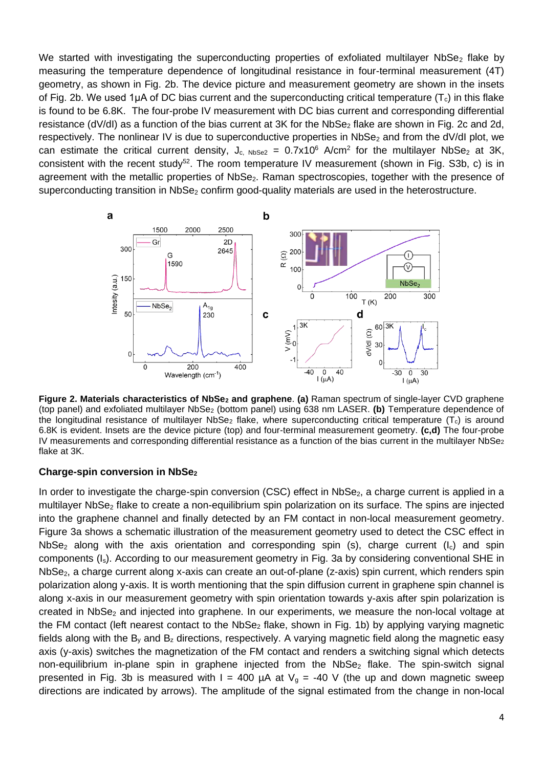We started with investigating the superconducting properties of exfoliated multilayer $NbSe_2$ flake by measuring the temperature dependence of longitudinal resistance in four-terminal measurement (4T) geometry, as shown in Fig. 2b. The device picture and measurement geometry are shown in the insets of Fig. 2b. We used 1μA of DC bias current and the superconducting critical temperature ($T_c$) in this flake is found to be 6.8K. The four-probe IV measurement with DC bias current and corresponding differential resistance (dV/dI) as a function of the bias current at 3K for the $NbSe_2$ flake are shown in Fig. 2c and 2d, respectively. The nonlinear IV is due to superconductive properties in $NbSe_2$ and from the dV/dI plot, we can estimate the critical current density, $J_{c,\ NbSe2} = 0.7\text{x}10^6$ A/cm$^2$ for the multilayer $NbSe_2$ at 3K, consistent with the recent study[52]. The room temperature IV measurement (shown in Fig. S3b, c) is in agreement with the metallic properties of $NbSe_2$. Raman spectroscopies, together with the presence of superconducting transition in $NbSe_2$ confirm good-quality materials are used in the heterostructure.

**Figure 2. Materials characteristics of $NbSe_2$ and graphene**. **(a)** Raman spectrum of single-layer CVD graphene (top panel) and exfoliated multilayer $NbSe_2$ (bottom panel) using 638 nm LASER. **(b)** Temperature dependence of the longitudinal resistance of multilayer $NbSe_2$ flake, where superconducting critical temperature ($T_c$) is around 6.8K is evident. Insets are the device picture (top) and four-terminal measurement geometry. **(c,d)** The four-probe IV measurements and corresponding differential resistance as a function of the bias current in the multilayer $NbSe_2$ flake at 3K.

### Charge-spin conversion in $NbSe_2$

In order to investigate the charge-spin conversion (CSC) effect in $NbSe_2$, a charge current is applied in a multilayer $NbSe_2$ flake to create a non-equilibrium spin polarization on its surface. The spins are injected into the graphene channel and finally detected by an FM contact in non-local measurement geometry. Figure 3a shows a schematic illustration of the measurement geometry used to detect the CSC effect in $NbSe_2$ along with the axis orientation and corresponding spin (s), charge current ($I_c$) and spin components ($I_s$). According to our measurement geometry in Fig. 3a by considering conventional SHE in $NbSe_2$, a charge current along x-axis can create an out-of-plane (z-axis) spin current, which renders spin polarization along y-axis. It is worth mentioning that the spin diffusion current in graphene spin channel is along x-axis in our measurement geometry with spin orientation towards y-axis after spin polarization is created in $NbSe_2$ and injected into graphene. In our experiments, we measure the non-local voltage at the FM contact (left nearest contact to the $NbSe_2$ flake, shown in Fig. 1b) by applying varying magnetic fields along with the $B_y$ and $B_z$ directions, respectively. A varying magnetic field along the magnetic easy axis (y-axis) switches the magnetization of the FM contact and renders a switching signal which detects non-equilibrium in-plane spin in graphene injected from the $NbSe_2$ flake. The spin-switch signal presented in Fig. 3b is measured with I = 400 μA at $V_g$ = -40 V (the up and down magnetic sweep directions are indicated by arrows). The amplitude of the signal estimated from the change in non-local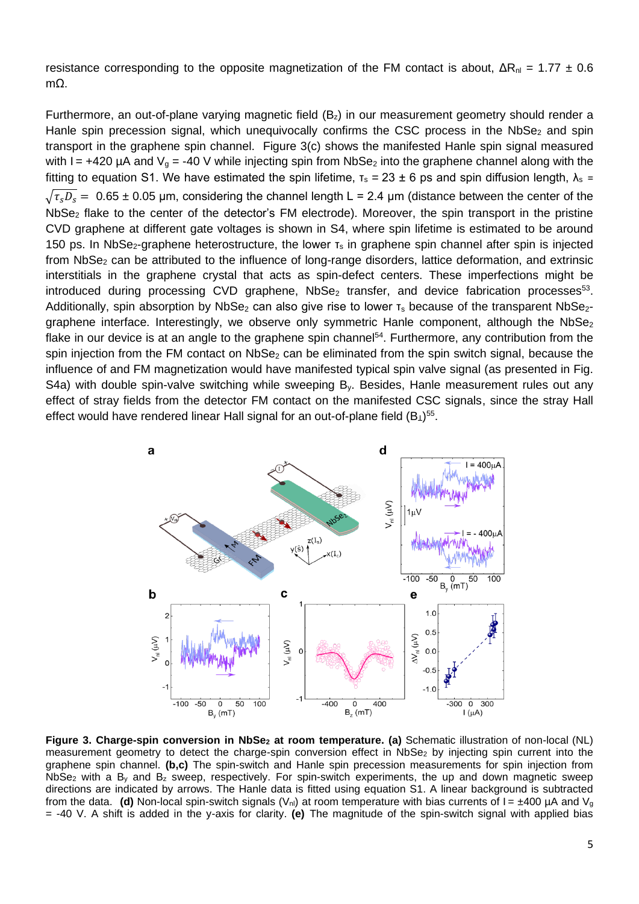resistance corresponding to the opposite magnetization of the FM contact is about, $\Delta R_{nl}$ = 1.77 ± 0.6 mΩ.

Furthermore, an out-of-plane varying magnetic field ($B_z$) in our measurement geometry should render a Hanle spin precession signal, which unequivocally confirms the CSC process in the $NbSe_2$ and spin transport in the graphene spin channel. Figure 3(c) shows the manifested Hanle spin signal measured with I = +420 µA and $V_g$ = -40 V while injecting spin from $NbSe_2$ into the graphene channel along with the fitting to equation S1. We have estimated the spin lifetime, $\tau_s$ = 23 ± 6 ps and spin diffusion length, $\lambda_s = \sqrt{\tau_s D_s} =$ 0.65 ± 0.05 µm, considering the channel length L = 2.4 µm (distance between the center of the $NbSe_2$ flake to the center of the detector's FM electrode). Moreover, the spin transport in the pristine CVD graphene at different gate voltages is shown in S4, where spin lifetime is estimated to be around 150 ps. In $NbSe_2$-graphene heterostructure, the lower $\tau_s$ in graphene spin channel after spin is injected from $NbSe_2$ can be attributed to the influence of long-range disorders, lattice deformation, and extrinsic interstitials in the graphene crystal that acts as spin-defect centers. These imperfections might be introduced during processing CVD graphene, $NbSe_2$ transfer, and device fabrication processes[53]. Additionally, spin absorption by $NbSe_2$ can also give rise to lower $\tau_s$ because of the transparent $NbSe_2$-graphene interface. Interestingly, we observe only symmetric Hanle component, although the $NbSe_2$ flake in our device is at an angle to the graphene spin channel[54]. Furthermore, any contribution from the spin injection from the FM contact on $NbSe_2$ can be eliminated from the spin switch signal, because the influence of and FM magnetization would have manifested typical spin valve signal (as presented in Fig. S4a) with double spin-valve switching while sweeping $B_y$. Besides, Hanle measurement rules out any effect of stray fields from the detector FM contact on the manifested CSC signals, since the stray Hall effect would have rendered linear Hall signal for an out-of-plane field ($B_\perp$)[55].

**Figure 3. Charge-spin conversion in $NbSe_2$ at room temperature. (a)** Schematic illustration of non-local (NL) measurement geometry to detect the charge-spin conversion effect in $NbSe_2$ by injecting spin current into the graphene spin channel. **(b,c)** The spin-switch and Hanle spin precession measurements for spin injection from $NbSe_2$ with a $B_y$ and $B_z$ sweep, respectively. For spin-switch experiments, the up and down magnetic sweep directions are indicated by arrows. The Hanle data is fitted using equation S1. A linear background is subtracted from the data. **(d)** Non-local spin-switch signals ($V_{nl}$) at room temperature with bias currents of I = ±400 µA and $V_g$ = -40 V. A shift is added in the y-axis for clarity. **(e)** The magnitude of the spin-switch signal with applied bias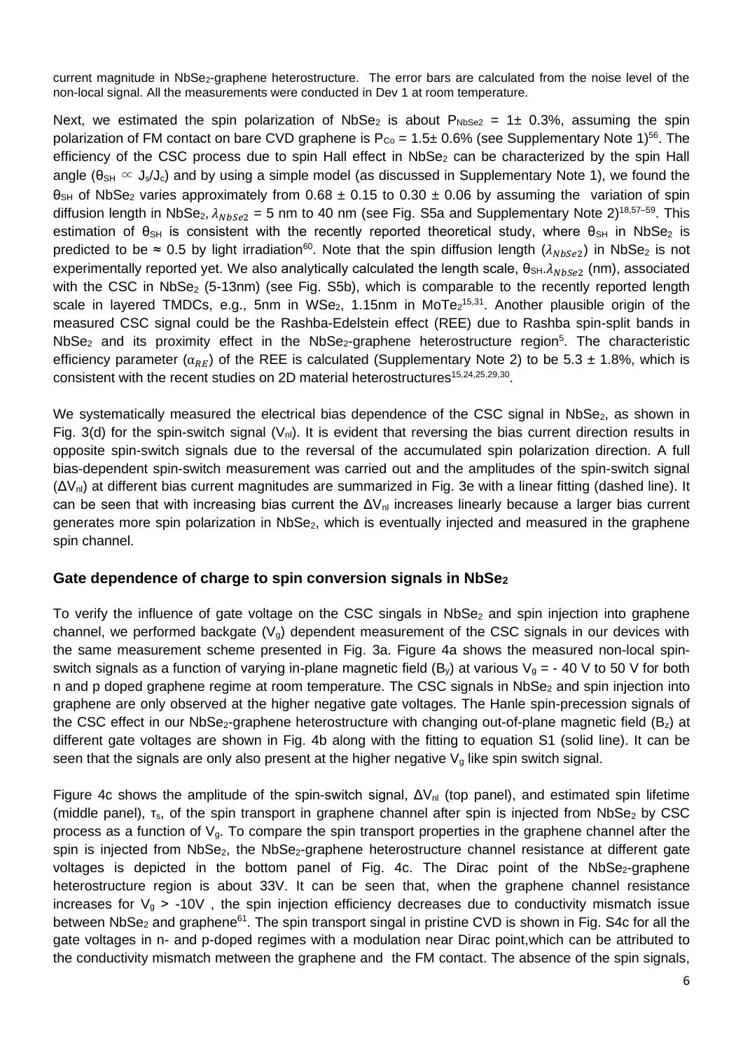current magnitude in $NbSe_2$-graphene heterostructure. The error bars are calculated from the noise level of the non-local signal. All the measurements were conducted in Dev 1 at room temperature.

Next, we estimated the spin polarization of $NbSe_2$ is about $P_{NbSe2}$ = 1± 0.3%, assuming the spin polarization of FM contact on bare CVD graphene is $P_{Co}$ = 1.5± 0.6% (see Supplementary Note 1)[56]. The efficiency of the CSC process due to spin Hall effect in $NbSe_2$ can be characterized by the spin Hall angle ($\theta_{SH} \propto J_s/J_c$) and by using a simple model (as discussed in Supplementary Note 1), we found the $\theta_{SH}$ of $NbSe_2$ varies approximately from 0.68 ± 0.15 to 0.30 ± 0.06 by assuming the variation of spin diffusion length in $NbSe_2$, $\lambda_{NbSe2}$ = 5 nm to 40 nm (see Fig. S5a and Supplementary Note 2)[18,57–59]. This estimation of $\theta_{SH}$ is consistent with the recently reported theoretical study, where $\theta_{SH}$ in $NbSe_2$ is predicted to be ≈ 0.5 by light irradiation[60]. Note that the spin diffusion length ($\lambda_{NbSe2}$) in $NbSe_2$ is not experimentally reported yet. We also analytically calculated the length scale, $\theta_{SH}.\lambda_{NbSe2}$ (nm), associated with the CSC in $NbSe_2$ (5-13nm) (see Fig. S5b), which is comparable to the recently reported length scale in layered TMDCs, e.g., 5nm in $WSe_2$, 1.15nm in $MoTe_2$[15,31]. Another plausible origin of the measured CSC signal could be the Rashba-Edelstein effect (REE) due to Rashba spin-split bands in $NbSe_2$ and its proximity effect in the $NbSe_2$-graphene heterostructure region[5]. The characteristic efficiency parameter ($\alpha_{RE}$) of the REE is calculated (Supplementary Note 2) to be 5.3 ± 1.8%, which is consistent with the recent studies on 2D material heterostructures[15,24,25,29,30].

We systematically measured the electrical bias dependence of the CSC signal in $NbSe_2$, as shown in Fig. 3(d) for the spin-switch signal ($V_{nl}$). It is evident that reversing the bias current direction results in opposite spin-switch signals due to the reversal of the accumulated spin polarization direction. A full bias-dependent spin-switch measurement was carried out and the amplitudes of the spin-switch signal ($\Delta V_{nl}$) at different bias current magnitudes are summarized in Fig. 3e with a linear fitting (dashed line). It can be seen that with increasing bias current the $\Delta V_{nl}$ increases linearly because a larger bias current generates more spin polarization in $NbSe_2$, which is eventually injected and measured in the graphene spin channel.

## Gate dependence of charge to spin conversion signals in $NbSe_2$

To verify the influence of gate voltage on the CSC singals in $NbSe_2$ and spin injection into graphene channel, we performed backgate ($V_g$) dependent measurement of the CSC signals in our devices with the same measurement scheme presented in Fig. 3a. Figure 4a shows the measured non-local spin-switch signals as a function of varying in-plane magnetic field ($B_y$) at various $V_g$ = - 40 V to 50 V for both n and p doped graphene regime at room temperature. The CSC signals in $NbSe_2$ and spin injection into graphene channel are only observed at the higher negative gate voltages. The Hanle spin-precession signals of the CSC effect in our $NbSe_2$-graphene heterostructure with changing out-of-plane magnetic field ($B_z$) at different gate voltages are shown in Fig. 4b along with the fitting to equation S1 (solid line). It can be seen that the signals are only also present at the higher negative $V_g$ like spin switch signal.

Figure 4c shows the amplitude of the spin-switch signal, $\Delta V_{nl}$ (top panel), and estimated spin lifetime (middle panel), $\tau_s$, of the spin transport in graphene channel after spin is injected from $NbSe_2$ by CSC process as a function of $V_g$. To compare the spin transport properties in the graphene channel after the spin is injected from $NbSe_2$, the $NbSe_2$-graphene heterostructure channel resistance at different gate voltages is depicted in the bottom panel of Fig. 4c. The Dirac point of the $NbSe_2$-graphene heterostructure region is about 33V. It can be seen that, when the graphene channel resistance increases for $V_g$ > -10V , the spin injection efficiency decreases due to conductivity mismatch issue between $NbSe_2$ and graphene[61]. The spin transport singal in pristine CVD is shown in Fig. S4c for all the gate voltages in n- and p-doped regimes with a modulation near Dirac point,which can be attributed to the conductivity mismatch metween the graphene and the FM contact. The absence of the spin signals,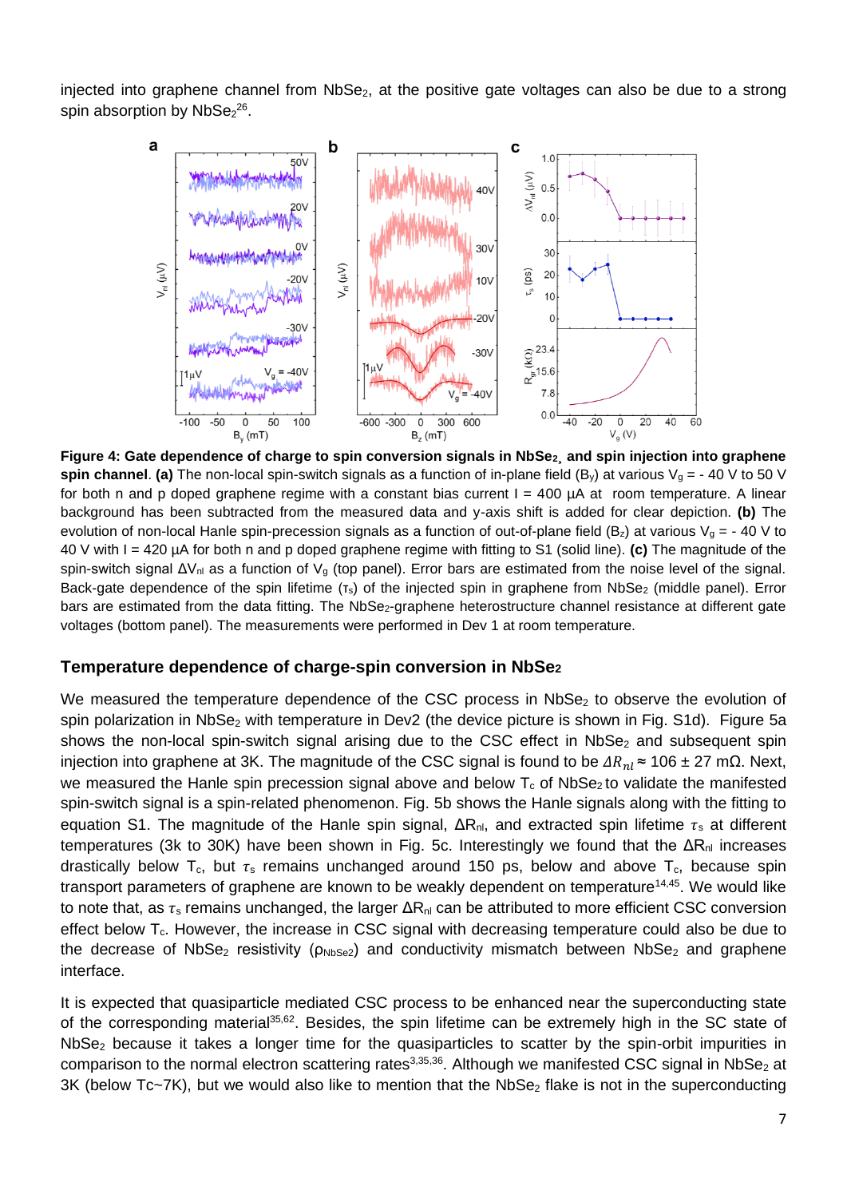injected into graphene channel from $NbSe_2$, at the positive gate voltages can also be due to a strong spin absorption by $NbSe_2$[26].

**Figure 4: Gate dependence of charge to spin conversion signals in $NbSe_2$, and spin injection into graphene spin channel**. **(a)** The non-local spin-switch signals as a function of in-plane field ($B_y$) at various $V_g$ = - 40 V to 50 V for both n and p doped graphene regime with a constant bias current I = 400 µA at room temperature. A linear background has been subtracted from the measured data and y-axis shift is added for clear depiction. **(b)** The evolution of non-local Hanle spin-precession signals as a function of out-of-plane field ($B_z$) at various $V_g$ = - 40 V to 40 V with I = 420 µA for both n and p doped graphene regime with fitting to S1 (solid line). **(c)** The magnitude of the spin-switch signal $\Delta V_{nl}$ as a function of $V_g$ (top panel). Error bars are estimated from the noise level of the signal. Back-gate dependence of the spin lifetime ($\tau_s$) of the injected spin in graphene from $NbSe_2$ (middle panel). Error bars are estimated from the data fitting. The $NbSe_2$-graphene heterostructure channel resistance at different gate voltages (bottom panel). The measurements were performed in Dev 1 at room temperature.

## Temperature dependence of charge-spin conversion in $NbSe_2$

We measured the temperature dependence of the CSC process in $NbSe_2$ to observe the evolution of spin polarization in $NbSe_2$ with temperature in Dev2 (the device picture is shown in Fig. S1d). Figure 5a shows the non-local spin-switch signal arising due to the CSC effect in $NbSe_2$ and subsequent spin injection into graphene at 3K. The magnitude of the CSC signal is found to be $\Delta R_{nl} \approx 106 \pm 27$ mΩ. Next, we measured the Hanle spin precession signal above and below $T_c$ of $NbSe_2$ to validate the manifested spin-switch signal is a spin-related phenomenon. Fig. 5b shows the Hanle signals along with the fitting to equation S1. The magnitude of the Hanle spin signal, $\Delta R_{nl}$, and extracted spin lifetime $\tau_s$ at different temperatures (3k to 30K) have been shown in Fig. 5c. Interestingly we found that the $\Delta R_{nl}$ increases drastically below $T_c$, but $\tau_s$ remains unchanged around 150 ps, below and above $T_c$, because spin transport parameters of graphene are known to be weakly dependent on temperature[14,45]. We would like to note that, as $\tau_s$ remains unchanged, the larger $\Delta R_{nl}$ can be attributed to more efficient CSC conversion effect below $T_c$. However, the increase in CSC signal with decreasing temperature could also be due to the decrease of $NbSe_2$ resistivity ($\rho_{NbSe2}$) and conductivity mismatch between $NbSe_2$ and graphene interface.

It is expected that quasiparticle mediated CSC process to be enhanced near the superconducting state of the corresponding material[35,62]. Besides, the spin lifetime can be extremely high in the SC state of $NbSe_2$ because it takes a longer time for the quasiparticles to scatter by the spin-orbit impurities in comparison to the normal electron scattering rates[3,35,36]. Although we manifested CSC signal in $NbSe_2$ at 3K (below Tc~7K), but we would also like to mention that the $NbSe_2$ flake is not in the superconducting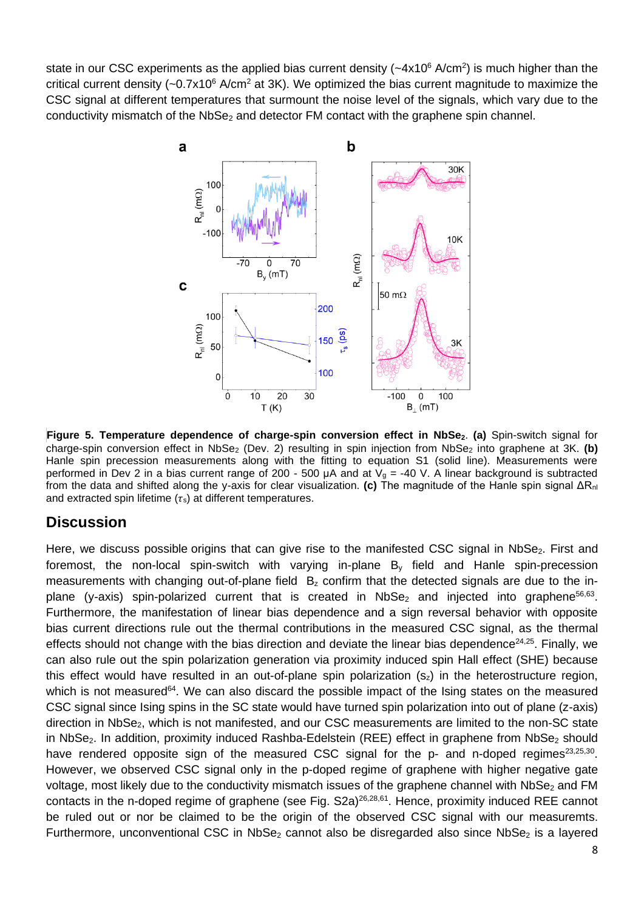state in our CSC experiments as the applied bias current density (~4x10$^6$ A/cm$^2$) is much higher than the critical current density (~0.7x10$^6$ A/cm$^2$ at 3K). We optimized the bias current magnitude to maximize the CSC signal at different temperatures that surmount the noise level of the signals, which vary due to the conductivity mismatch of the $NbSe_2$ and detector FM contact with the graphene spin channel.

**Figure 5. Temperature dependence of charge-spin conversion effect in $NbSe_2$. (a)** Spin-switch signal for charge-spin conversion effect in $NbSe_2$ (Dev. 2) resulting in spin injection from $NbSe_2$ into graphene at 3K. **(b)** Hanle spin precession measurements along with the fitting to equation S1 (solid line). Measurements were performed in Dev 2 in a bias current range of 200 - 500 μA and at $V_g$ = -40 V. A linear background is subtracted from the data and shifted along the y-axis for clear visualization. **(c)** The magnitude of the Hanle spin signal $\Delta R_{nl}$ and extracted spin lifetime ($\tau_s$) at different temperatures.

## Discussion

Here, we discuss possible origins that can give rise to the manifested CSC signal in $NbSe_2$. First and foremost, the non-local spin-switch with varying in-plane $B_y$ field and Hanle spin-precession measurements with changing out-of-plane field $B_z$ confirm that the detected signals are due to the in-plane (y-axis) spin-polarized current that is created in $NbSe_2$ and injected into graphene[56,63]. Furthermore, the manifestation of linear bias dependence and a sign reversal behavior with opposite bias current directions rule out the thermal contributions in the measured CSC signal, as the thermal effects should not change with the bias direction and deviate the linear bias dependence[24,25]. Finally, we can also rule out the spin polarization generation via proximity induced spin Hall effect (SHE) because this effect would have resulted in an out-of-plane spin polarization ($s_z$) in the heterostructure region, which is not measured[64]. We can also discard the possible impact of the Ising states on the measured CSC signal since Ising spins in the SC state would have turned spin polarization into out of plane (z-axis) direction in $NbSe_2$, which is not manifested, and our CSC measurements are limited to the non-SC state in $NbSe_2$. In addition, proximity induced Rashba-Edelstein (REE) effect in graphene from $NbSe_2$ should have rendered opposite sign of the measured CSC signal for the p- and n-doped regimes[23,25,30]. However, we observed CSC signal only in the p-doped regime of graphene with higher negative gate voltage, most likely due to the conductivity mismatch issues of the graphene channel with $NbSe_2$ and FM contacts in the n-doped regime of graphene (see Fig. S2a)[26,28,61]. Hence, proximity induced REE cannot be ruled out or nor be claimed to be the origin of the observed CSC signal with our measuremts. Furthermore, unconventional CSC in $NbSe_2$ cannot also be disregarded also since $NbSe_2$ is a layered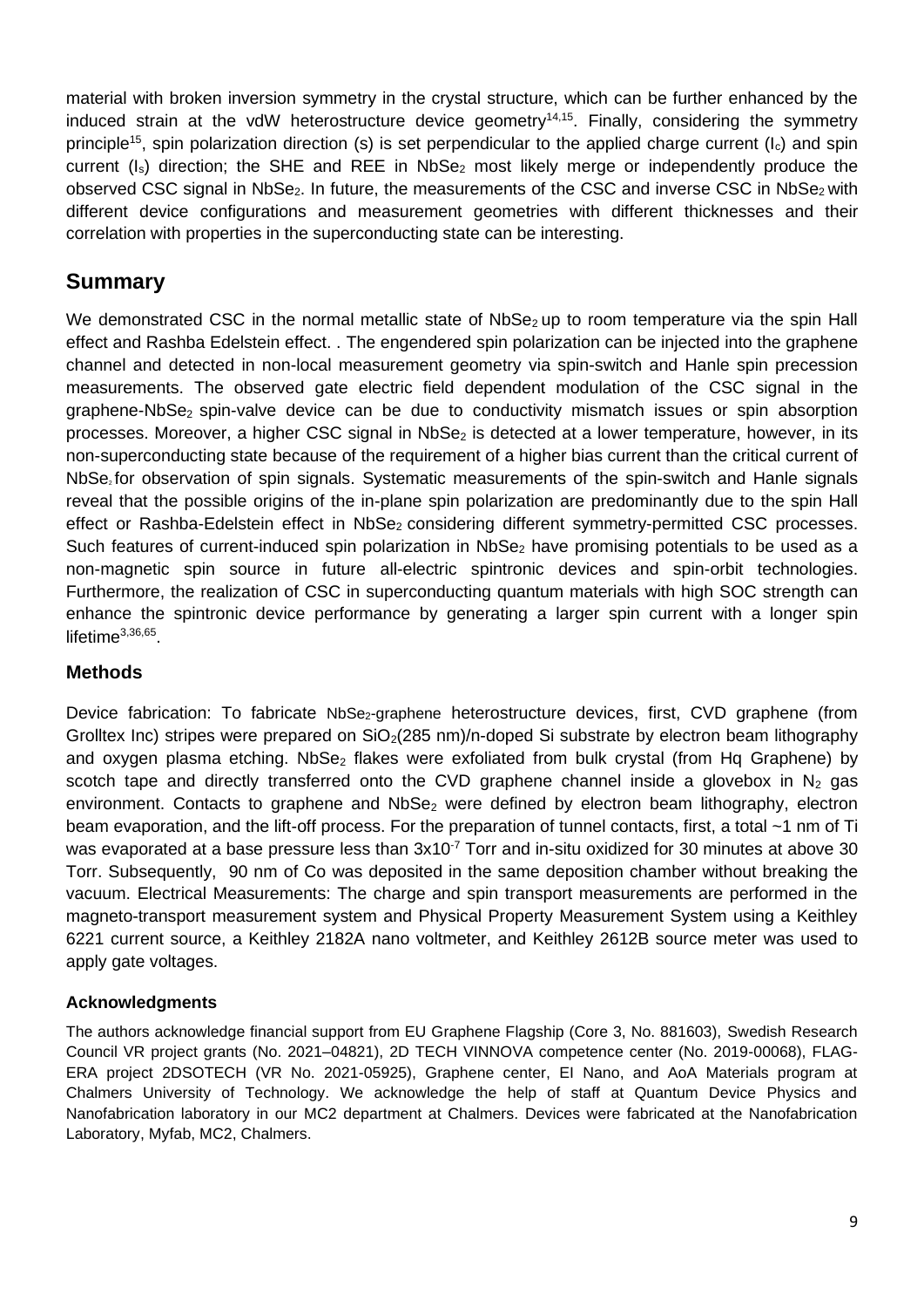material with broken inversion symmetry in the crystal structure, which can be further enhanced by the induced strain at the vdW heterostructure device geometry[14,15]. Finally, considering the symmetry principle[15], spin polarization direction (s) is set perpendicular to the applied charge current ($I_c$) and spin current ($I_s$) direction; the SHE and REE in $NbSe_2$ most likely merge or independently produce the observed CSC signal in $NbSe_2$. In future, the measurements of the CSC and inverse CSC in $NbSe_2$ with different device configurations and measurement geometries with different thicknesses and their correlation with properties in the superconducting state can be interesting.

## Summary

We demonstrated CSC in the normal metallic state of $NbSe_2$ up to room temperature via the spin Hall effect and Rashba Edelstein effect. . The engendered spin polarization can be injected into the graphene channel and detected in non-local measurement geometry via spin-switch and Hanle spin precession measurements. The observed gate electric field dependent modulation of the CSC signal in the graphene-$NbSe_2$ spin-valve device can be due to conductivity mismatch issues or spin absorption processes. Moreover, a higher CSC signal in $NbSe_2$ is detected at a lower temperature, however, in its non-superconducting state because of the requirement of a higher bias current than the critical current of $NbSe_2$ for observation of spin signals. Systematic measurements of the spin-switch and Hanle signals reveal that the possible origins of the in-plane spin polarization are predominantly due to the spin Hall effect or Rashba-Edelstein effect in $NbSe_2$ considering different symmetry-permitted CSC processes. Such features of current-induced spin polarization in $NbSe_2$ have promising potentials to be used as a non-magnetic spin source in future all-electric spintronic devices and spin-orbit technologies. Furthermore, the realization of CSC in superconducting quantum materials with high SOC strength can enhance the spintronic device performance by generating a larger spin current with a longer spin lifetime[3,36,65].

### Methods

Device fabrication: To fabricate $NbSe_2$-graphene heterostructure devices, first, CVD graphene (from Grolltex Inc) stripes were prepared on $SiO_2$(285 nm)/n-doped Si substrate by electron beam lithography and oxygen plasma etching. $NbSe_2$ flakes were exfoliated from bulk crystal (from Hq Graphene) by scotch tape and directly transferred onto the CVD graphene channel inside a glovebox in $N_2$ gas environment. Contacts to graphene and $NbSe_2$ were defined by electron beam lithography, electron beam evaporation, and the lift-off process. For the preparation of tunnel contacts, first, a total ~1 nm of Ti was evaporated at a base pressure less than $3x10^{-7}$ Torr and in-situ oxidized for 30 minutes at above 30 Torr. Subsequently, 90 nm of Co was deposited in the same deposition chamber without breaking the vacuum. Electrical Measurements: The charge and spin transport measurements are performed in the magneto-transport measurement system and Physical Property Measurement System using a Keithley 6221 current source, a Keithley 2182A nano voltmeter, and Keithley 2612B source meter was used to apply gate voltages.

#### Acknowledgments

The authors acknowledge financial support from EU Graphene Flagship (Core 3, No. 881603), Swedish Research Council VR project grants (No. 2021–04821), 2D TECH VINNOVA competence center (No. 2019-00068), FLAG-ERA project 2DSOTECH (VR No. 2021-05925), Graphene center, EI Nano, and AoA Materials program at Chalmers University of Technology. We acknowledge the help of staff at Quantum Device Physics and Nanofabrication laboratory in our MC2 department at Chalmers. Devices were fabricated at the Nanofabrication Laboratory, Myfab, MC2, Chalmers.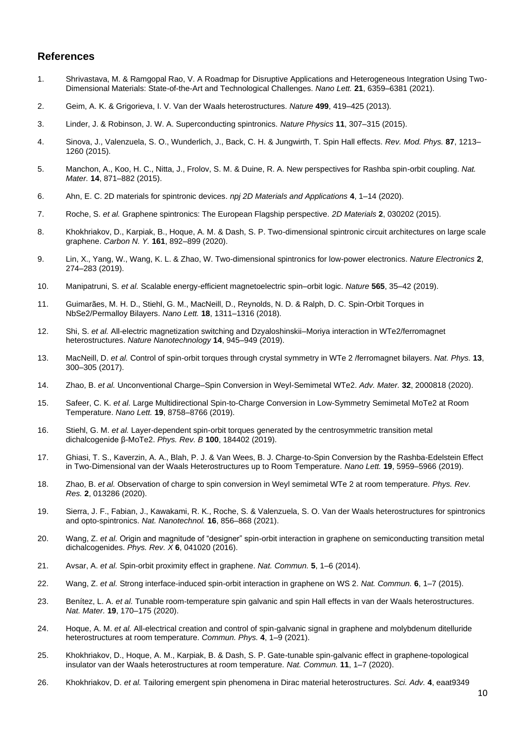## References

1. Shrivastava, M. & Ramgopal Rao, V. A Roadmap for Disruptive Applications and Heterogeneous Integration Using Two-Dimensional Materials: State-of-the-Art and Technological Challenges. *Nano Lett.* **21**, 6359–6381 (2021).

2. Geim, A. K. & Grigorieva, I. V. Van der Waals heterostructures. *Nature* **499**, 419–425 (2013).

3. Linder, J. & Robinson, J. W. A. Superconducting spintronics. *Nature Physics* **11**, 307–315 (2015).

4. Sinova, J., Valenzuela, S. O., Wunderlich, J., Back, C. H. & Jungwirth, T. Spin Hall effects. *Rev. Mod. Phys.* **87**, 1213–1260 (2015).

5. Manchon, A., Koo, H. C., Nitta, J., Frolov, S. M. & Duine, R. A. New perspectives for Rashba spin-orbit coupling. *Nat. Mater.* **14**, 871–882 (2015).

6. Ahn, E. C. 2D materials for spintronic devices. *npj 2D Materials and Applications* **4**, 1–14 (2020).

7. Roche, S. *et al.* Graphene spintronics: The European Flagship perspective. *2D Materials* **2**, 030202 (2015).

8. Khokhriakov, D., Karpiak, B., Hoque, A. M. & Dash, S. P. Two-dimensional spintronic circuit architectures on large scale graphene. *Carbon N. Y.* **161**, 892–899 (2020).

9. Lin, X., Yang, W., Wang, K. L. & Zhao, W. Two-dimensional spintronics for low-power electronics. *Nature Electronics* **2**, 274–283 (2019).

10. Manipatruni, S. *et al.* Scalable energy-efficient magnetoelectric spin–orbit logic. *Nature* **565**, 35–42 (2019).

11. Guimarães, M. H. D., Stiehl, G. M., MacNeill, D., Reynolds, N. D. & Ralph, D. C. Spin-Orbit Torques in NbSe2/Permalloy Bilayers. *Nano Lett.* **18**, 1311–1316 (2018).

12. Shi, S. *et al.* All-electric magnetization switching and Dzyaloshinskii–Moriya interaction in WTe2/ferromagnet heterostructures. *Nature Nanotechnology* **14**, 945–949 (2019).

13. MacNeill, D. *et al.* Control of spin-orbit torques through crystal symmetry in WTe 2 /ferromagnet bilayers. *Nat. Phys.* **13**, 300–305 (2017).

14. Zhao, B. *et al.* Unconventional Charge–Spin Conversion in Weyl-Semimetal WTe2. *Adv. Mater.* **32**, 2000818 (2020).

15. Safeer, C. K. *et al.* Large Multidirectional Spin-to-Charge Conversion in Low-Symmetry Semimetal MoTe2 at Room Temperature. *Nano Lett.* **19**, 8758–8766 (2019).

16. Stiehl, G. M. *et al.* Layer-dependent spin-orbit torques generated by the centrosymmetric transition metal dichalcogenide β-MoTe2. *Phys. Rev. B* **100**, 184402 (2019).

17. Ghiasi, T. S., Kaverzin, A. A., Blah, P. J. & Van Wees, B. J. Charge-to-Spin Conversion by the Rashba-Edelstein Effect in Two-Dimensional van der Waals Heterostructures up to Room Temperature. *Nano Lett.* **19**, 5959–5966 (2019).

18. Zhao, B. *et al.* Observation of charge to spin conversion in Weyl semimetal WTe 2 at room temperature. *Phys. Rev. Res.* **2**, 013286 (2020).

19. Sierra, J. F., Fabian, J., Kawakami, R. K., Roche, S. & Valenzuela, S. O. Van der Waals heterostructures for spintronics and opto-spintronics. *Nat. Nanotechnol.* **16**, 856–868 (2021).

20. Wang, Z. *et al.* Origin and magnitude of "designer" spin-orbit interaction in graphene on semiconducting transition metal dichalcogenides. *Phys. Rev. X* **6**, 041020 (2016).

21. Avsar, A. *et al.* Spin-orbit proximity effect in graphene. *Nat. Commun.* **5**, 1–6 (2014).

22. Wang, Z. *et al.* Strong interface-induced spin-orbit interaction in graphene on WS 2. *Nat. Commun.* **6**, 1–7 (2015).

23. Benítez, L. A. *et al.* Tunable room-temperature spin galvanic and spin Hall effects in van der Waals heterostructures. *Nat. Mater.* **19**, 170–175 (2020).

24. Hoque, A. M. *et al.* All-electrical creation and control of spin-galvanic signal in graphene and molybdenum ditelluride heterostructures at room temperature. *Commun. Phys.* **4**, 1–9 (2021).

25. Khokhriakov, D., Hoque, A. M., Karpiak, B. & Dash, S. P. Gate-tunable spin-galvanic effect in graphene-topological insulator van der Waals heterostructures at room temperature. *Nat. Commun.* **11**, 1–7 (2020).

26. Khokhriakov, D. *et al.* Tailoring emergent spin phenomena in Dirac material heterostructures. *Sci. Adv.* **4**, eaat9349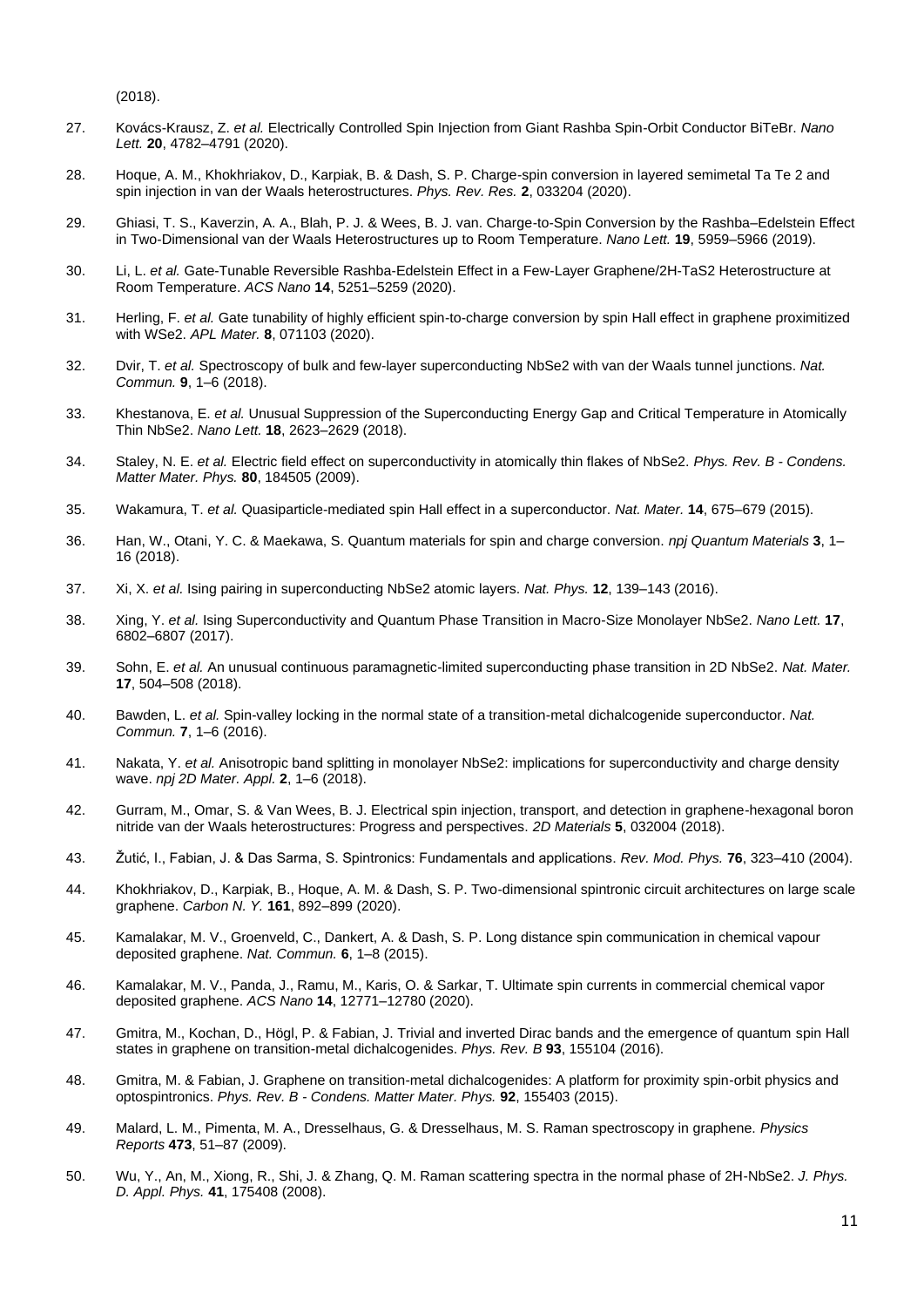(2018).

27. Kovács-Krausz, Z. *et al.* Electrically Controlled Spin Injection from Giant Rashba Spin-Orbit Conductor BiTeBr. *Nano Lett.* **20**, 4782–4791 (2020).

28. Hoque, A. M., Khokhriakov, D., Karpiak, B. & Dash, S. P. Charge-spin conversion in layered semimetal Ta Te 2 and spin injection in van der Waals heterostructures. *Phys. Rev. Res.* **2**, 033204 (2020).

29. Ghiasi, T. S., Kaverzin, A. A., Blah, P. J. & Wees, B. J. van. Charge-to-Spin Conversion by the Rashba–Edelstein Effect in Two-Dimensional van der Waals Heterostructures up to Room Temperature. *Nano Lett.* **19**, 5959–5966 (2019).

30. Li, L. *et al.* Gate-Tunable Reversible Rashba-Edelstein Effect in a Few-Layer Graphene/2H-TaS2 Heterostructure at Room Temperature. *ACS Nano* **14**, 5251–5259 (2020).

31. Herling, F. *et al.* Gate tunability of highly efficient spin-to-charge conversion by spin Hall effect in graphene proximitized with WSe2. *APL Mater.* **8**, 071103 (2020).

32. Dvir, T. *et al.* Spectroscopy of bulk and few-layer superconducting NbSe2 with van der Waals tunnel junctions. *Nat. Commun.* **9**, 1–6 (2018).

33. Khestanova, E. *et al.* Unusual Suppression of the Superconducting Energy Gap and Critical Temperature in Atomically Thin NbSe2. *Nano Lett.* **18**, 2623–2629 (2018).

34. Staley, N. E. *et al.* Electric field effect on superconductivity in atomically thin flakes of NbSe2. *Phys. Rev. B - Condens. Matter Mater. Phys.* **80**, 184505 (2009).

35. Wakamura, T. *et al.* Quasiparticle-mediated spin Hall effect in a superconductor. *Nat. Mater.* **14**, 675–679 (2015).

36. Han, W., Otani, Y. C. & Maekawa, S. Quantum materials for spin and charge conversion. *npj Quantum Materials* **3**, 1–16 (2018).

37. Xi, X. *et al.* Ising pairing in superconducting NbSe2 atomic layers. *Nat. Phys.* **12**, 139–143 (2016).

38. Xing, Y. *et al.* Ising Superconductivity and Quantum Phase Transition in Macro-Size Monolayer NbSe2. *Nano Lett.* **17**, 6802–6807 (2017).

39. Sohn, E. *et al.* An unusual continuous paramagnetic-limited superconducting phase transition in 2D NbSe2. *Nat. Mater.* **17**, 504–508 (2018).

40. Bawden, L. *et al.* Spin-valley locking in the normal state of a transition-metal dichalcogenide superconductor. *Nat. Commun.* **7**, 1–6 (2016).

41. Nakata, Y. *et al.* Anisotropic band splitting in monolayer NbSe2: implications for superconductivity and charge density wave. *npj 2D Mater. Appl.* **2**, 1–6 (2018).

42. Gurram, M., Omar, S. & Van Wees, B. J. Electrical spin injection, transport, and detection in graphene-hexagonal boron nitride van der Waals heterostructures: Progress and perspectives. *2D Materials* **5**, 032004 (2018).

43. Žutić, I., Fabian, J. & Das Sarma, S. Spintronics: Fundamentals and applications. *Rev. Mod. Phys.* **76**, 323–410 (2004).

44. Khokhriakov, D., Karpiak, B., Hoque, A. M. & Dash, S. P. Two-dimensional spintronic circuit architectures on large scale graphene. *Carbon N. Y.* **161**, 892–899 (2020).

45. Kamalakar, M. V., Groenveld, C., Dankert, A. & Dash, S. P. Long distance spin communication in chemical vapour deposited graphene. *Nat. Commun.* **6**, 1–8 (2015).

46. Kamalakar, M. V., Panda, J., Ramu, M., Karis, O. & Sarkar, T. Ultimate spin currents in commercial chemical vapor deposited graphene. *ACS Nano* **14**, 12771–12780 (2020).

47. Gmitra, M., Kochan, D., Högl, P. & Fabian, J. Trivial and inverted Dirac bands and the emergence of quantum spin Hall states in graphene on transition-metal dichalcogenides. *Phys. Rev. B* **93**, 155104 (2016).

48. Gmitra, M. & Fabian, J. Graphene on transition-metal dichalcogenides: A platform for proximity spin-orbit physics and optospintronics. *Phys. Rev. B - Condens. Matter Mater. Phys.* **92**, 155403 (2015).

49. Malard, L. M., Pimenta, M. A., Dresselhaus, G. & Dresselhaus, M. S. Raman spectroscopy in graphene. *Physics Reports* **473**, 51–87 (2009).

50. Wu, Y., An, M., Xiong, R., Shi, J. & Zhang, Q. M. Raman scattering spectra in the normal phase of 2H-NbSe2. *J. Phys. D. Appl. Phys.* **41**, 175408 (2008).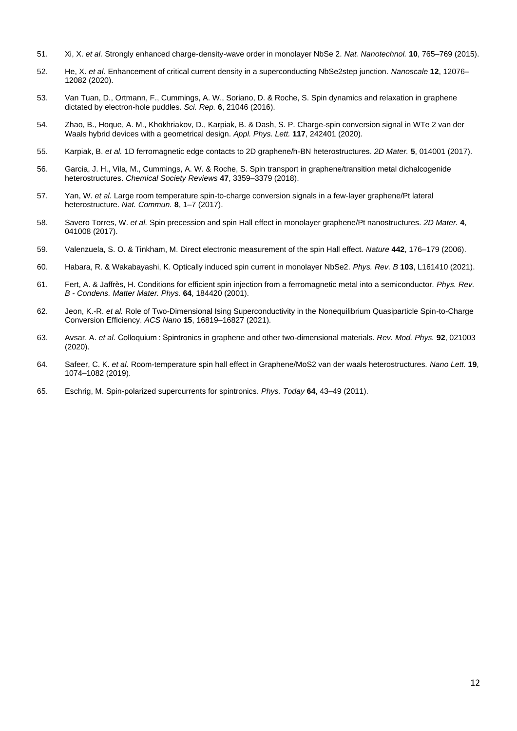51. Xi, X. *et al.* Strongly enhanced charge-density-wave order in monolayer NbSe 2. *Nat. Nanotechnol.* **10**, 765–769 (2015).

52. He, X. *et al.* Enhancement of critical current density in a superconducting NbSe2step junction. *Nanoscale* **12**, 12076–12082 (2020).

53. Van Tuan, D., Ortmann, F., Cummings, A. W., Soriano, D. & Roche, S. Spin dynamics and relaxation in graphene dictated by electron-hole puddles. *Sci. Rep.* **6**, 21046 (2016).

54. Zhao, B., Hoque, A. M., Khokhriakov, D., Karpiak, B. & Dash, S. P. Charge-spin conversion signal in WTe 2 van der Waals hybrid devices with a geometrical design. *Appl. Phys. Lett.* **117**, 242401 (2020).

55. Karpiak, B. *et al.* 1D ferromagnetic edge contacts to 2D graphene/h-BN heterostructures. *2D Mater.* **5**, 014001 (2017).

56. Garcia, J. H., Vila, M., Cummings, A. W. & Roche, S. Spin transport in graphene/transition metal dichalcogenide heterostructures. *Chemical Society Reviews* **47**, 3359–3379 (2018).

57. Yan, W. *et al.* Large room temperature spin-to-charge conversion signals in a few-layer graphene/Pt lateral heterostructure. *Nat. Commun.* **8**, 1–7 (2017).

58. Savero Torres, W. *et al.* Spin precession and spin Hall effect in monolayer graphene/Pt nanostructures. *2D Mater.* **4**, 041008 (2017).

59. Valenzuela, S. O. & Tinkham, M. Direct electronic measurement of the spin Hall effect. *Nature* **442**, 176–179 (2006).

60. Habara, R. & Wakabayashi, K. Optically induced spin current in monolayer NbSe2. *Phys. Rev. B* **103**, L161410 (2021).

61. Fert, A. & Jaffrès, H. Conditions for efficient spin injection from a ferromagnetic metal into a semiconductor. *Phys. Rev. B - Condens. Matter Mater. Phys.* **64**, 184420 (2001).

62. Jeon, K.-R. *et al.* Role of Two-Dimensional Ising Superconductivity in the Nonequilibrium Quasiparticle Spin-to-Charge Conversion Efficiency. *ACS Nano* **15**, 16819–16827 (2021).

63. Avsar, A. *et al.* Colloquium : Spintronics in graphene and other two-dimensional materials. *Rev. Mod. Phys.* **92**, 021003 (2020).

64. Safeer, C. K. *et al.* Room-temperature spin hall effect in Graphene/MoS2 van der waals heterostructures. *Nano Lett.* **19**, 1074–1082 (2019).

65. Eschrig, M. Spin-polarized supercurrents for spintronics. *Phys. Today* **64**, 43–49 (2011).